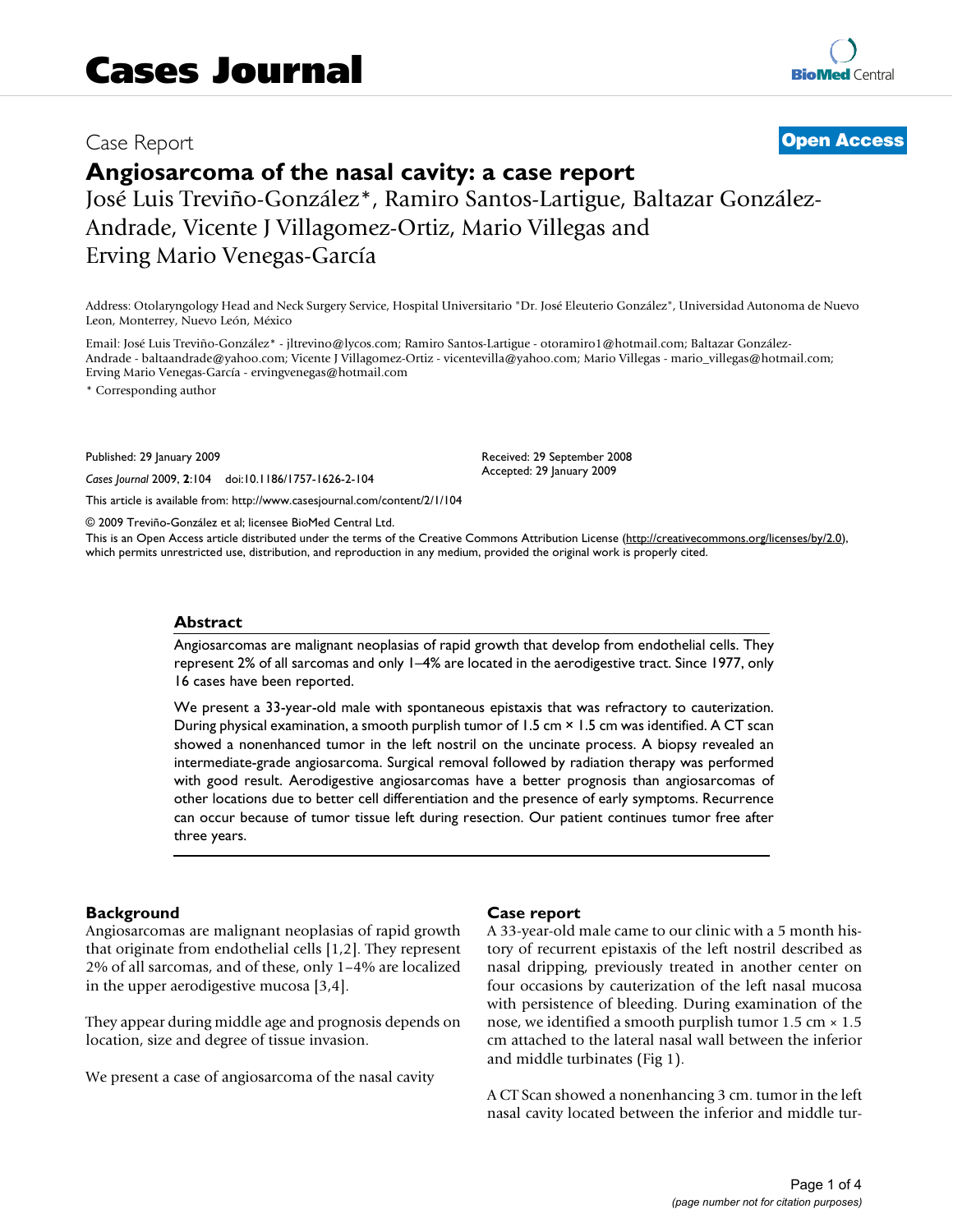# Cases Journal

Case Report

**Open Access**

# Angiosarcoma of the nasal cavity: a case report

José Luis Treviño-González*, Ramiro Santos-Lartigue, Baltazar González-Andrade, Vicente J Villagomez-Ortiz, Mario Villegas and Erving Mario Venegas-García

Address: Otolaryngology Head and Neck Surgery Service, Hospital Universitario "Dr. José Eleuterio González", Universidad Autonoma de Nuevo Leon, Monterrey, Nuevo León, México

Email: José Luis Treviño-González* - jltrevino@lycos.com; Ramiro Santos-Lartigue - otoramiro1@hotmail.com; Baltazar González-Andrade - baltaandrade@yahoo.com; Vicente J Villagomez-Ortiz - vicentevilla@yahoo.com; Mario Villegas - mario_villegas@hotmail.com; Erving Mario Venegas-García - ervingvenegas@hotmail.com

* Corresponding author

Published: 29 January 2009

*Cases Journal* 2009, **2**:104 doi:10.1186/1757-1626-2-104

Received: 29 September 2008
Accepted: 29 January 2009

This article is available from: http://www.casesjournal.com/content/2/1/104

© 2009 Treviño-González et al; licensee BioMed Central Ltd.
This is an Open Access article distributed under the terms of the Creative Commons Attribution License (http://creativecommons.org/licenses/by/2.0), which permits unrestricted use, distribution, and reproduction in any medium, provided the original work is properly cited.

## Abstract

Angiosarcomas are malignant neoplasias of rapid growth that develop from endothelial cells. They represent 2% of all sarcomas and only 1–4% are located in the aerodigestive tract. Since 1977, only 16 cases have been reported.

We present a 33-year-old male with spontaneous epistaxis that was refractory to cauterization. During physical examination, a smooth purplish tumor of 1.5 cm × 1.5 cm was identified. A CT scan showed a nonenhanced tumor in the left nostril on the uncinate process. A biopsy revealed an intermediate-grade angiosarcoma. Surgical removal followed by radiation therapy was performed with good result. Aerodigestive angiosarcomas have a better prognosis than angiosarcomas of other locations due to better cell differentiation and the presence of early symptoms. Recurrence can occur because of tumor tissue left during resection. Our patient continues tumor free after three years.

## Background

Angiosarcomas are malignant neoplasias of rapid growth that originate from endothelial cells [1,2]. They represent 2% of all sarcomas, and of these, only 1–4% are localized in the upper aerodigestive mucosa [3,4].

They appear during middle age and prognosis depends on location, size and degree of tissue invasion.

We present a case of angiosarcoma of the nasal cavity

## Case report

A 33-year-old male came to our clinic with a 5 month history of recurrent epistaxis of the left nostril described as nasal dripping, previously treated in another center on four occasions by cauterization of the left nasal mucosa with persistence of bleeding. During examination of the nose, we identified a smooth purplish tumor 1.5 cm × 1.5 cm attached to the lateral nasal wall between the inferior and middle turbinates (Fig 1).

A CT Scan showed a nonenhancing 3 cm. tumor in the left nasal cavity located between the inferior and middle tur-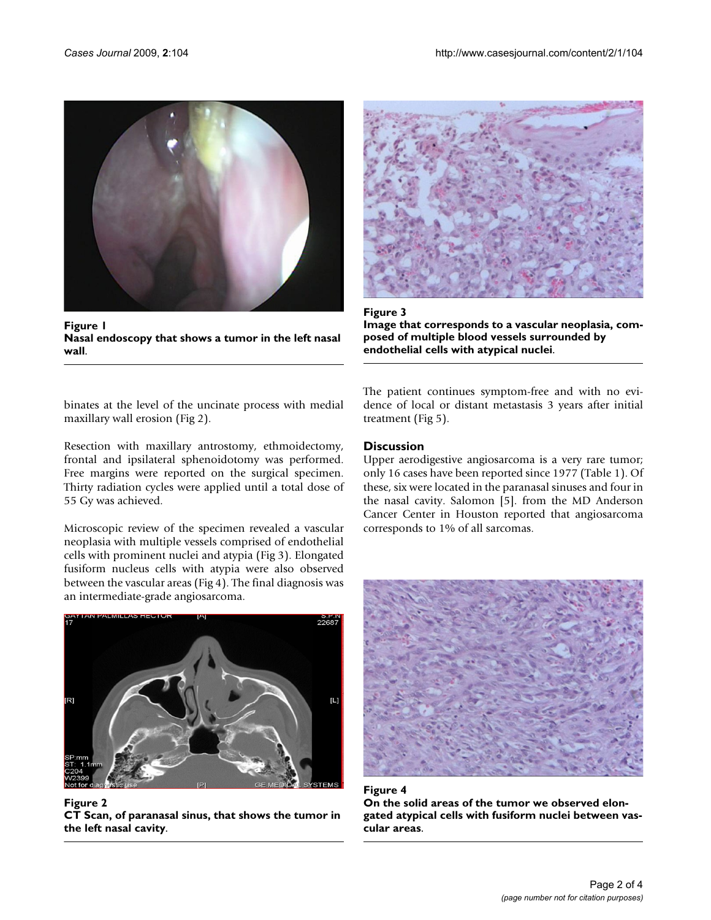Figure 1
**Nasal endoscopy that shows a tumor in the left nasal wall**.

binates at the level of the uncinate process with medial maxillary wall erosion (Fig 2).

Resection with maxillary antrostomy, ethmoidectomy, frontal and ipsilateral sphenoidotomy was performed. Free margins were reported on the surgical specimen. Thirty radiation cycles were applied until a total dose of 55 Gy was achieved.

Microscopic review of the specimen revealed a vascular neoplasia with multiple vessels comprised of endothelial cells with prominent nuclei and atypia (Fig 3). Elongated fusiform nucleus cells with atypia were also observed between the vascular areas (Fig 4). The final diagnosis was an intermediate-grade angiosarcoma.

Figure 2
**CT Scan, of paranasal sinus, that shows the tumor in the left nasal cavity**.

Figure 3
**Image that corresponds to a vascular neoplasia, composed of multiple blood vessels surrounded by endothelial cells with atypical nuclei**.

The patient continues symptom-free and with no evidence of local or distant metastasis 3 years after initial treatment (Fig 5).

## Discussion

Upper aerodigestive angiosarcoma is a very rare tumor; only 16 cases have been reported since 1977 (Table 1). Of these, six were located in the paranasal sinuses and four in the nasal cavity. Salomon [5]. from the MD Anderson Cancer Center in Houston reported that angiosarcoma corresponds to 1% of all sarcomas.

Figure 4
**On the solid areas of the tumor we observed elongated atypical cells with fusiform nuclei between vascular areas**.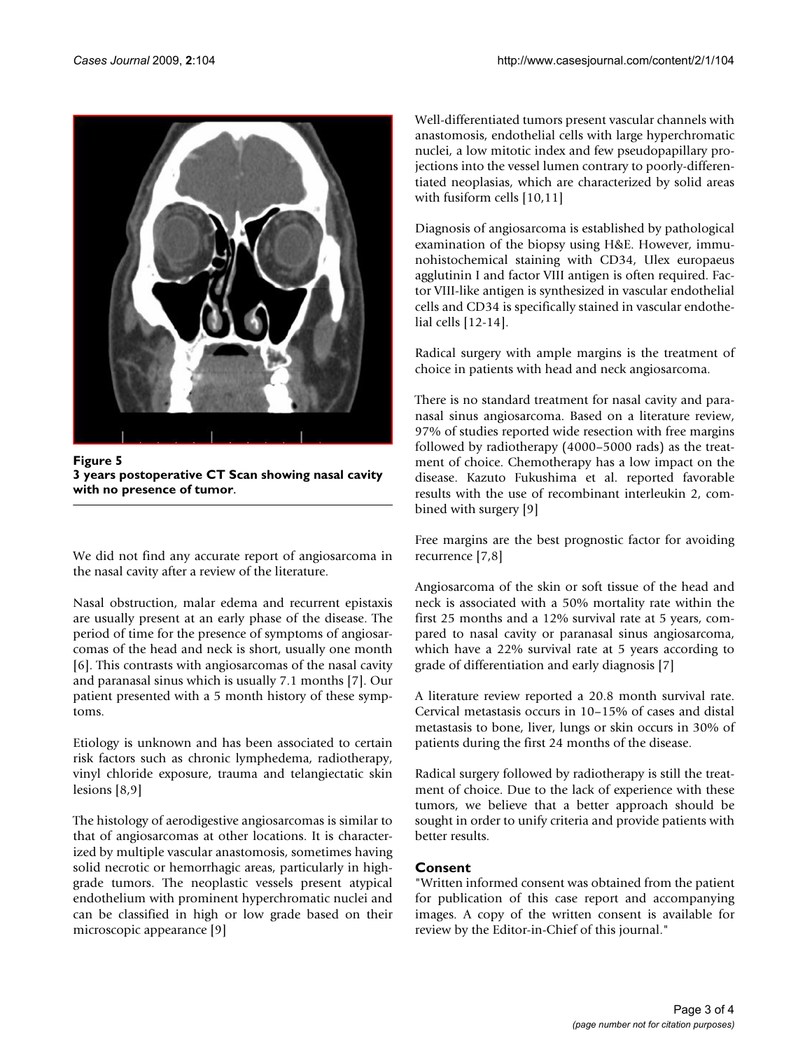**Figure 5**
**3 years postoperative CT Scan showing nasal cavity with no presence of tumor**.

We did not find any accurate report of angiosarcoma in the nasal cavity after a review of the literature.

Nasal obstruction, malar edema and recurrent epistaxis are usually present at an early phase of the disease. The period of time for the presence of symptoms of angiosarcomas of the head and neck is short, usually one month [6]. This contrasts with angiosarcomas of the nasal cavity and paranasal sinus which is usually 7.1 months [7]. Our patient presented with a 5 month history of these symptoms.

Etiology is unknown and has been associated to certain risk factors such as chronic lymphedema, radiotherapy, vinyl chloride exposure, trauma and telangiectatic skin lesions [8,9]

The histology of aerodigestive angiosarcomas is similar to that of angiosarcomas at other locations. It is characterized by multiple vascular anastomosis, sometimes having solid necrotic or hemorrhagic areas, particularly in high-grade tumors. The neoplastic vessels present atypical endothelium with prominent hyperchromatic nuclei and can be classified in high or low grade based on their microscopic appearance [9]

Well-differentiated tumors present vascular channels with anastomosis, endothelial cells with large hyperchromatic nuclei, a low mitotic index and few pseudopapillary projections into the vessel lumen contrary to poorly-differentiated neoplasias, which are characterized by solid areas with fusiform cells [10,11]

Diagnosis of angiosarcoma is established by pathological examination of the biopsy using H&E. However, immunohistochemical staining with CD34, Ulex europaeus agglutinin I and factor VIII antigen is often required. Factor VIII-like antigen is synthesized in vascular endothelial cells and CD34 is specifically stained in vascular endothelial cells [12-14].

Radical surgery with ample margins is the treatment of choice in patients with head and neck angiosarcoma.

There is no standard treatment for nasal cavity and paranasal sinus angiosarcoma. Based on a literature review, 97% of studies reported wide resection with free margins followed by radiotherapy (4000–5000 rads) as the treatment of choice. Chemotherapy has a low impact on the disease. Kazuto Fukushima et al. reported favorable results with the use of recombinant interleukin 2, combined with surgery [9]

Free margins are the best prognostic factor for avoiding recurrence [7,8]

Angiosarcoma of the skin or soft tissue of the head and neck is associated with a 50% mortality rate within the first 25 months and a 12% survival rate at 5 years, compared to nasal cavity or paranasal sinus angiosarcoma, which have a 22% survival rate at 5 years according to grade of differentiation and early diagnosis [7]

A literature review reported a 20.8 month survival rate. Cervical metastasis occurs in 10–15% of cases and distal metastasis to bone, liver, lungs or skin occurs in 30% of patients during the first 24 months of the disease.

Radical surgery followed by radiotherapy is still the treatment of choice. Due to the lack of experience with these tumors, we believe that a better approach should be sought in order to unify criteria and provide patients with better results.

## Consent

"Written informed consent was obtained from the patient for publication of this case report and accompanying images. A copy of the written consent is available for review by the Editor-in-Chief of this journal."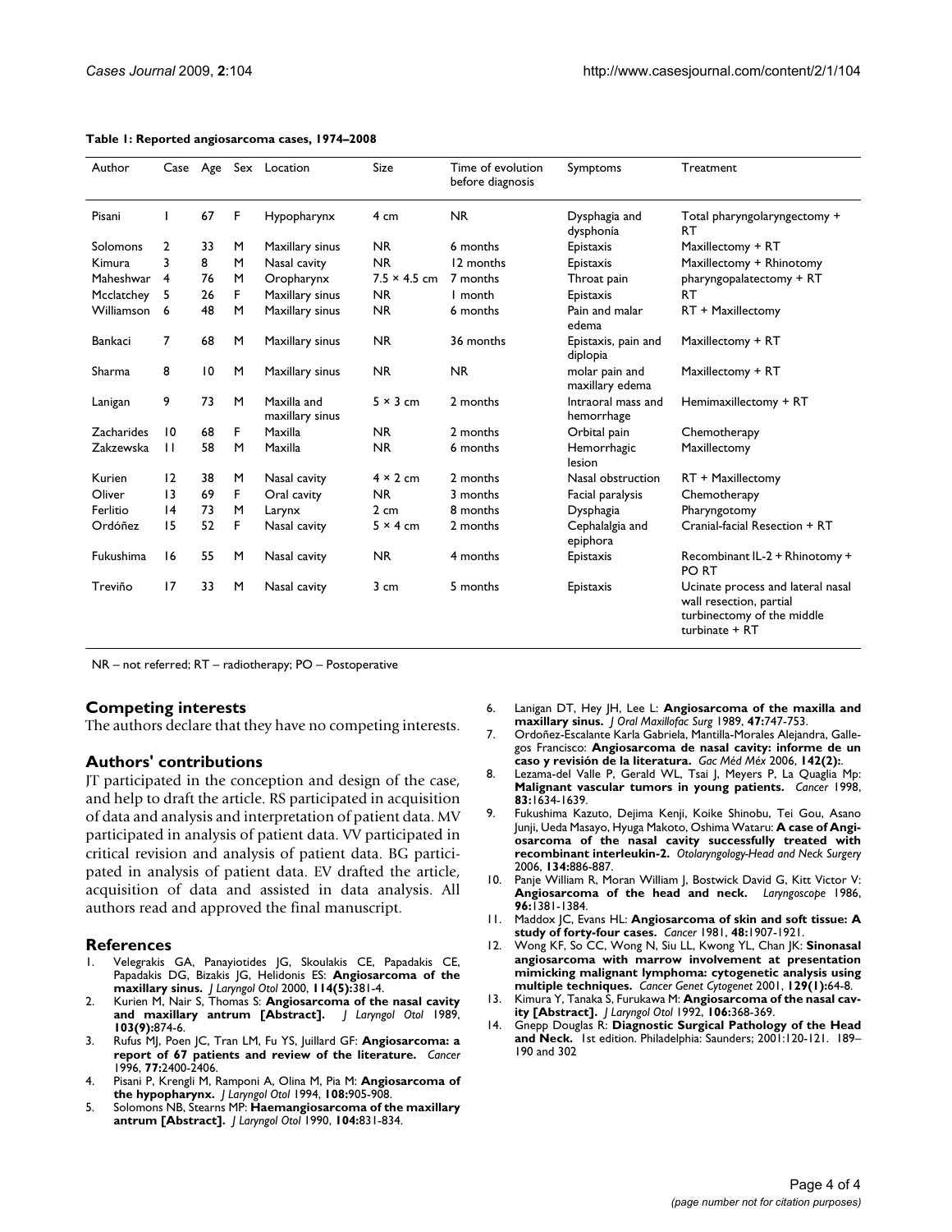**Table 1: Reported angiosarcoma cases, 1974–2008**

| Author | Case | Age | Sex | Location | Size | Time of evolution before diagnosis | Symptoms | Treatment |
|---|---|---|---|---|---|---|---|---|
| Pisani | 1 | 67 | F | Hypopharynx | 4 cm | NR | Dysphagia and dysphonia | Total pharyngolaryngectomy + RT |
| Solomons | 2 | 33 | M | Maxillary sinus | NR | 6 months | Epistaxis | Maxillectomy + RT |
| Kimura | 3 | 8 | M | Nasal cavity | NR | 12 months | Epistaxis | Maxillectomy + Rhinotomy |
| Maheshwar | 4 | 76 | M | Oropharynx | 7.5 × 4.5 cm | 7 months | Throat pain | pharyngopalatectomy + RT |
| Mcclatchey | 5 | 26 | F | Maxillary sinus | NR | 1 month | Epistaxis | RT |
| Williamson | 6 | 48 | M | Maxillary sinus | NR | 6 months | Pain and malar edema | RT + Maxillectomy |
| Bankaci | 7 | 68 | M | Maxillary sinus | NR | 36 months | Epistaxis, pain and diplopia | Maxillectomy + RT |
| Sharma | 8 | 10 | M | Maxillary sinus | NR | NR | molar pain and maxillary edema | Maxillectomy + RT |
| Lanigan | 9 | 73 | M | Maxilla and maxillary sinus | 5 × 3 cm | 2 months | Intraoral mass and hemorrhage | Hemimaxillectomy + RT |
| Zacharides | 10 | 68 | F | Maxilla | NR | 2 months | Orbital pain | Chemotherapy |
| Zakzewska | 11 | 58 | M | Maxilla | NR | 6 months | Hemorrhagic lesion | Maxillectomy |
| Kurien | 12 | 38 | M | Nasal cavity | 4 × 2 cm | 2 months | Nasal obstruction | RT + Maxillectomy |
| Oliver | 13 | 69 | F | Oral cavity | NR | 3 months | Facial paralysis | Chemotherapy |
| Ferlitio | 14 | 73 | M | Larynx | 2 cm | 8 months | Dysphagia | Pharyngotomy |
| Ordóñez | 15 | 52 | F | Nasal cavity | 5 × 4 cm | 2 months | Cephalalgia and epiphora | Cranial-facial Resection + RT |
| Fukushima | 16 | 55 | M | Nasal cavity | NR | 4 months | Epistaxis | Recombinant IL-2 + Rhinotomy + PO RT |
| Treviño | 17 | 33 | M | Nasal cavity | 3 cm | 5 months | Epistaxis | Ucinate process and lateral nasal wall resection, partial turbinectomy of the middle turbinate + RT |

NR – not referred; RT – radiotherapy; PO – Postoperative

## Competing interests

The authors declare that they have no competing interests.

## Authors' contributions

JT participated in the conception and design of the case, and help to draft the article. RS participated in acquisition of data and analysis and interpretation of patient data. MV participated in analysis of patient data. VV participated in critical revision and analysis of patient data. BG participated in analysis of patient data. EV drafted the article, acquisition of data and assisted in data analysis. All authors read and approved the final manuscript.

## References

1. Velegrakis GA, Panayiotides JG, Skoulakis CE, Papadakis CE, Papadakis DG, Bizakis JG, Helidonis ES: **Angiosarcoma of the maxillary sinus.** *J Laryngol Otol* 2000, **114(5):**381-4.
2. Kurien M, Nair S, Thomas S: **Angiosarcoma of the nasal cavity and maxillary antrum [Abstract].** *J Laryngol Otol* 1989, **103(9):**874-6.
3. Rufus MJ, Poen JC, Tran LM, Fu YS, Juillard GF: **Angiosarcoma: a report of 67 patients and review of the literature.** *Cancer* 1996, **77:**2400-2406.
4. Pisani P, Krengli M, Ramponi A, Olina M, Pia M: **Angiosarcoma of the hypopharynx.** *J Laryngol Otol* 1994, **108:**905-908.
5. Solomons NB, Stearns MP: **Haemangiosarcoma of the maxillary antrum [Abstract].** *J Laryngol Otol* 1990, **104:**831-834.
6. Lanigan DT, Hey JH, Lee L: **Angiosarcoma of the maxilla and maxillary sinus.** *J Oral Maxillofac Surg* 1989, **47:**747-753.
7. Ordoñez-Escalante Karla Gabriela, Mantilla-Morales Alejandra, Gallegos Francisco: **Angiosarcoma de nasal cavity: informe de un caso y revisión de la literatura.** *Gac Méd Méx* 2006, **142(2):**.
8. Lezama-del Valle P, Gerald WL, Tsai J, Meyers P, La Quaglia Mp: **Malignant vascular tumors in young patients.** *Cancer* 1998, **83:**1634-1639.
9. Fukushima Kazuto, Dejima Kenji, Koike Shinobu, Tei Gou, Asano Junji, Ueda Masayo, Hyuga Makoto, Oshima Wataru: **A case of Angiosarcoma of the nasal cavity successfully treated with recombinant interleukin-2.** *Otolaryngology-Head and Neck Surgery* 2006, **134:**886-887.
10. Panje William R, Moran William J, Bostwick David G, Kitt Victor V: **Angiosarcoma of the head and neck.** *Laryngoscope* 1986, **96:**1381-1384.
11. Maddox JC, Evans HL: **Angiosarcoma of skin and soft tissue: A study of forty-four cases.** *Cancer* 1981, **48:**1907-1921.
12. Wong KF, So CC, Wong N, Siu LL, Kwong YL, Chan JK: **Sinonasal angiosarcoma with marrow involvement at presentation mimicking malignant lymphoma: cytogenetic analysis using multiple techniques.** *Cancer Genet Cytogenet* 2001, **129(1):**64-8.
13. Kimura Y, Tanaka S, Furukawa M: **Angiosarcoma of the nasal cavity [Abstract].** *J Laryngol Otol* 1992, **106:**368-369.
14. Gnepp Douglas R: **Diagnostic Surgical Pathology of the Head and Neck.** 1st edition. Philadelphia: Saunders; 2001:120-121. 189–190 and 302